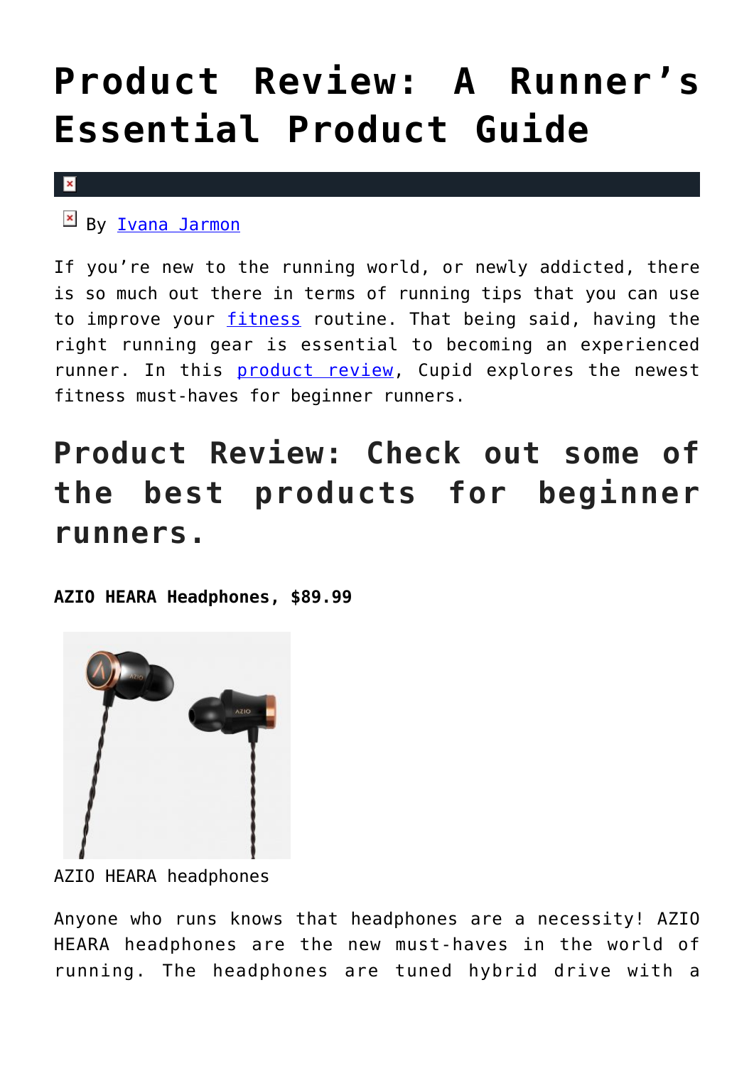# Product Review: A Runner's Essential Product Guide

By Ivana Jarmon

If you're new to the running world, or newly addicted, there is so much out there in terms of running tips that you can use to improve your fitness routine. That being said, having the right running gear is essential to becoming an experienced runner. In this product review, Cupid explores the newest fitness must-haves for beginner runners.

## Product Review: Check out some of the best products for beginner runners.

**AZIO HEARA Headphones, $89.99**

AZIO HEARA headphones

Anyone who runs knows that headphones are a necessity! AZIO HEARA headphones are the new must-haves in the world of running. The headphones are tuned hybrid drive with a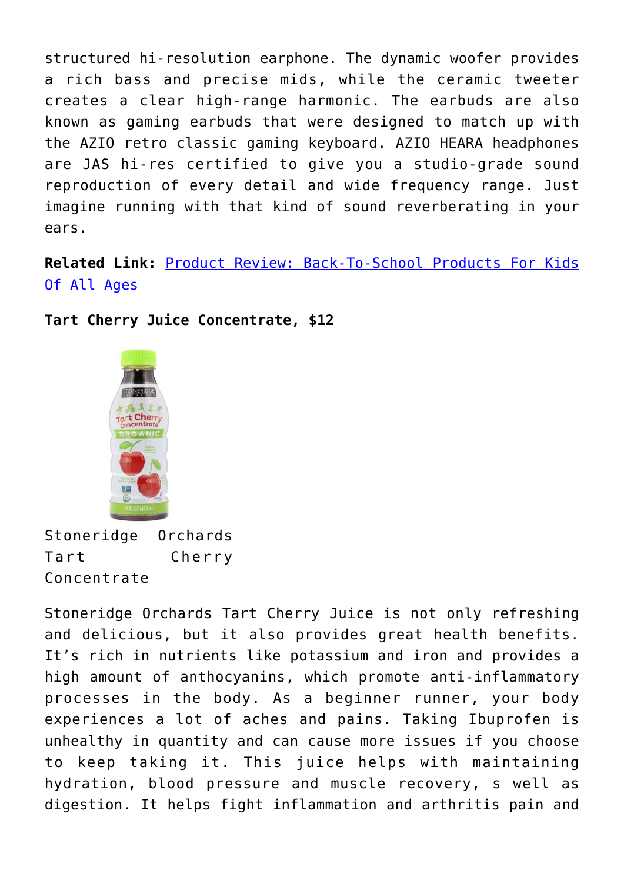structured hi-resolution earphone. The dynamic woofer provides a rich bass and precise mids, while the ceramic tweeter creates a clear high-range harmonic. The earbuds are also known as gaming earbuds that were designed to match up with the AZIO retro classic gaming keyboard. AZIO HEARA headphones are JAS hi-res certified to give you a studio-grade sound reproduction of every detail and wide frequency range. Just imagine running with that kind of sound reverberating in your ears.

**Related Link:** Product Review: Back-To-School Products For Kids Of All Ages

**Tart Cherry Juice Concentrate, $12**

Stoneridge Orchards Tart Cherry Concentrate

Stoneridge Orchards Tart Cherry Juice is not only refreshing and delicious, but it also provides great health benefits. It's rich in nutrients like potassium and iron and provides a high amount of anthocyanins, which promote anti-inflammatory processes in the body. As a beginner runner, your body experiences a lot of aches and pains. Taking Ibuprofen is unhealthy in quantity and can cause more issues if you choose to keep taking it. This juice helps with maintaining hydration, blood pressure and muscle recovery, s well as digestion. It helps fight inflammation and arthritis pain and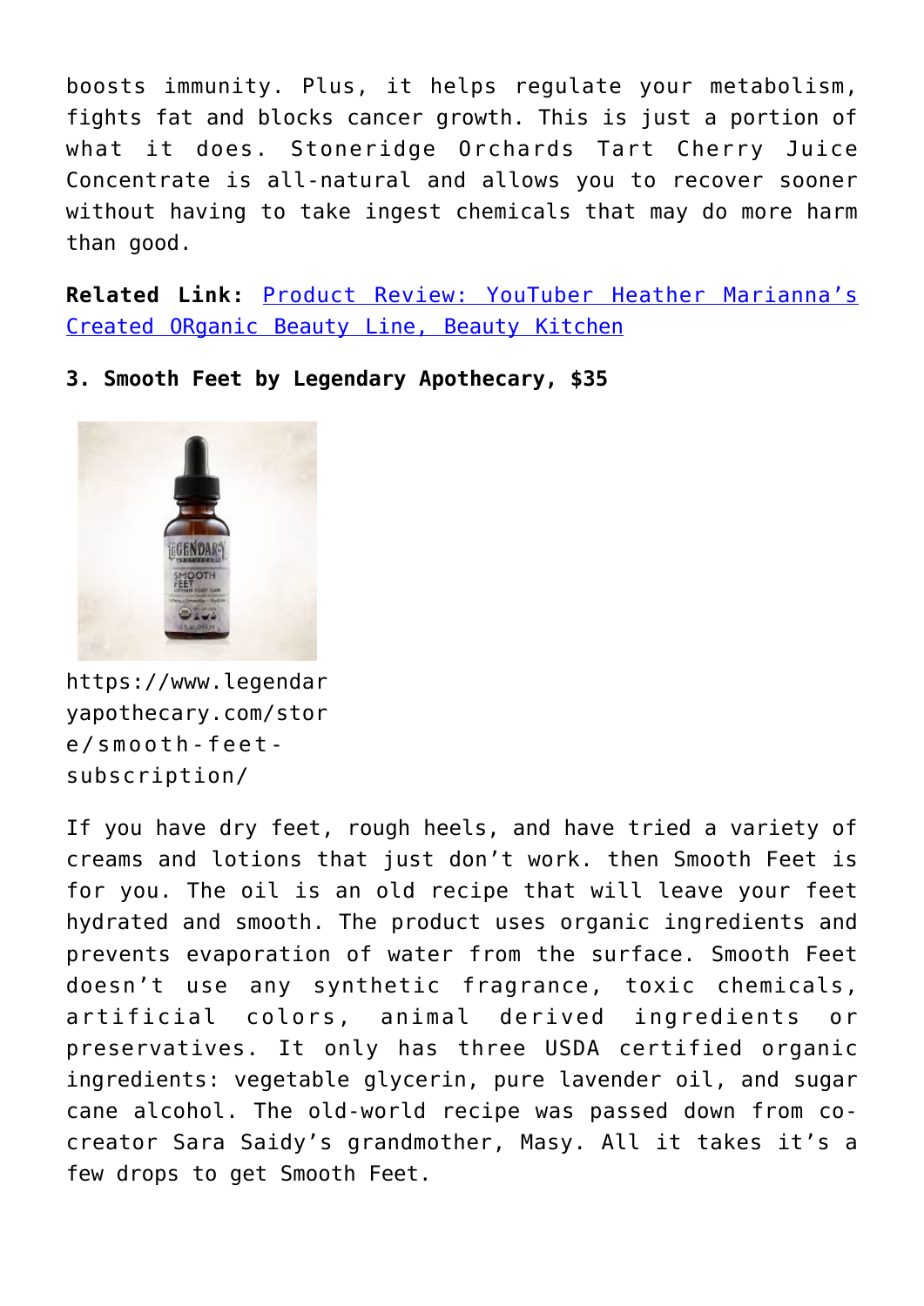boosts immunity. Plus, it helps regulate your metabolism, fights fat and blocks cancer growth. This is just a portion of what it does. Stoneridge Orchards Tart Cherry Juice Concentrate is all-natural and allows you to recover sooner without having to take ingest chemicals that may do more harm than good.

**Related Link:** [Product Review: YouTuber Heather Marianna's Created ORganic Beauty Line, Beauty Kitchen]()

**3. Smooth Feet by Legendary Apothecary, $35**

https://www.legendaryapothecary.com/store/smooth-feet-subscription/

If you have dry feet, rough heels, and have tried a variety of creams and lotions that just don't work. then Smooth Feet is for you. The oil is an old recipe that will leave your feet hydrated and smooth. The product uses organic ingredients and prevents evaporation of water from the surface. Smooth Feet doesn't use any synthetic fragrance, toxic chemicals, artificial colors, animal derived ingredients or preservatives. It only has three USDA certified organic ingredients: vegetable glycerin, pure lavender oil, and sugar cane alcohol. The old-world recipe was passed down from co-creator Sara Saidy's grandmother, Masy. All it takes it's a few drops to get Smooth Feet.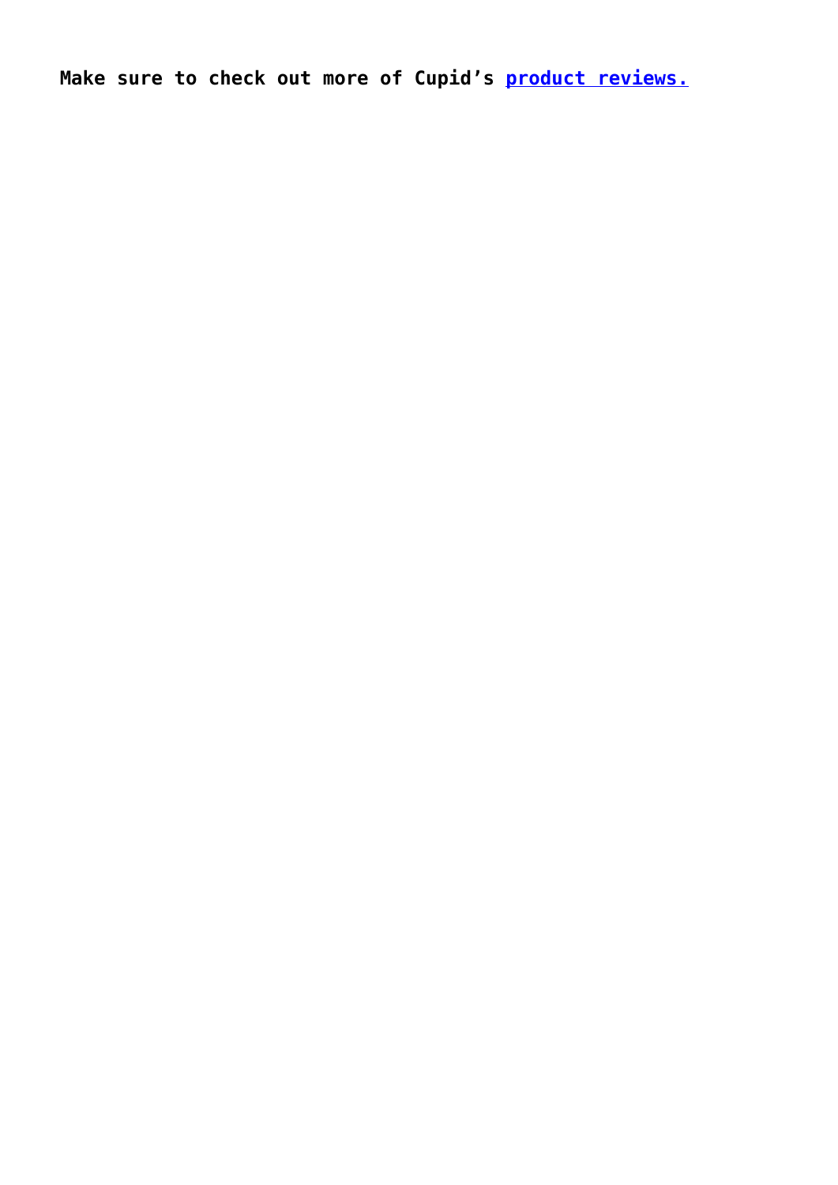**Make sure to check out more of Cupid's product reviews.**